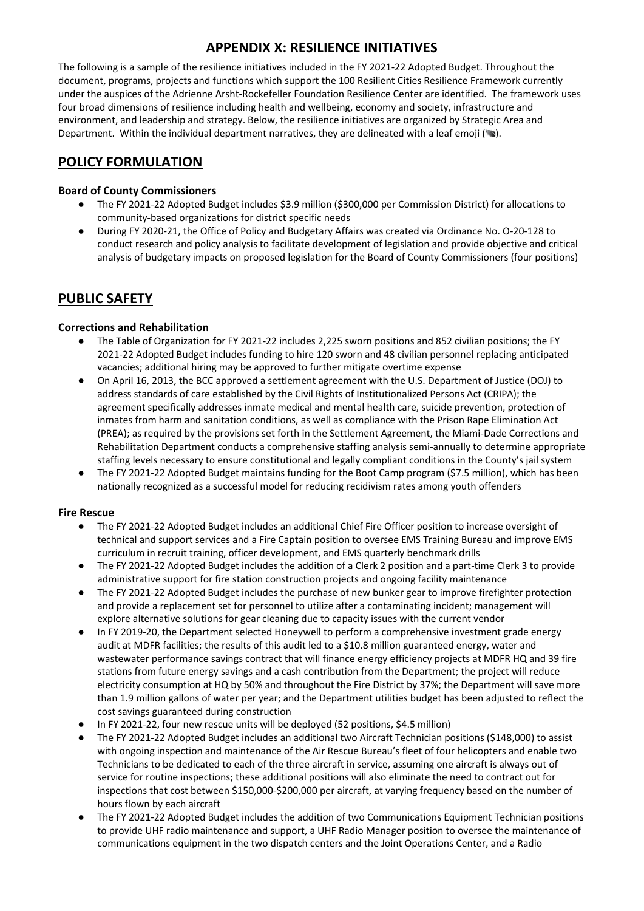# APPENDIX X: RESILIENCE INITIATIVES

The following is a sample of the resilience initiatives included in the FY 2021-22 Adopted Budget. Throughout the document, programs, projects and functions which support the 100 Resilient Cities Resilience Framework currently under the auspices of the Adrienne Arsht-Rockefeller Foundation Resilience Center are identified. The framework uses four broad dimensions of resilience including health and wellbeing, economy and society, infrastructure and environment, and leadership and strategy. Below, the resilience initiatives are organized by Strategic Area and Department. Within the individual department narratives, they are delineated with a leaf emoji (🍃).

## POLICY FORMULATION

### Board of County Commissioners

- The FY 2021-22 Adopted Budget includes $3.9 million ($300,000 per Commission District) for allocations to community-based organizations for district specific needs
- During FY 2020-21, the Office of Policy and Budgetary Affairs was created via Ordinance No. O-20-128 to conduct research and policy analysis to facilitate development of legislation and provide objective and critical analysis of budgetary impacts on proposed legislation for the Board of County Commissioners (four positions)

## PUBLIC SAFETY

### Corrections and Rehabilitation

- The Table of Organization for FY 2021-22 includes 2,225 sworn positions and 852 civilian positions; the FY 2021-22 Adopted Budget includes funding to hire 120 sworn and 48 civilian personnel replacing anticipated vacancies; additional hiring may be approved to further mitigate overtime expense
- On April 16, 2013, the BCC approved a settlement agreement with the U.S. Department of Justice (DOJ) to address standards of care established by the Civil Rights of Institutionalized Persons Act (CRIPA); the agreement specifically addresses inmate medical and mental health care, suicide prevention, protection of inmates from harm and sanitation conditions, as well as compliance with the Prison Rape Elimination Act (PREA); as required by the provisions set forth in the Settlement Agreement, the Miami-Dade Corrections and Rehabilitation Department conducts a comprehensive staffing analysis semi-annually to determine appropriate staffing levels necessary to ensure constitutional and legally compliant conditions in the County's jail system
- The FY 2021-22 Adopted Budget maintains funding for the Boot Camp program ($7.5 million), which has been nationally recognized as a successful model for reducing recidivism rates among youth offenders

### Fire Rescue

- The FY 2021-22 Adopted Budget includes an additional Chief Fire Officer position to increase oversight of technical and support services and a Fire Captain position to oversee EMS Training Bureau and improve EMS curriculum in recruit training, officer development, and EMS quarterly benchmark drills
- The FY 2021-22 Adopted Budget includes the addition of a Clerk 2 position and a part-time Clerk 3 to provide administrative support for fire station construction projects and ongoing facility maintenance
- The FY 2021-22 Adopted Budget includes the purchase of new bunker gear to improve firefighter protection and provide a replacement set for personnel to utilize after a contaminating incident; management will explore alternative solutions for gear cleaning due to capacity issues with the current vendor
- In FY 2019-20, the Department selected Honeywell to perform a comprehensive investment grade energy audit at MDFR facilities; the results of this audit led to a $10.8 million guaranteed energy, water and wastewater performance savings contract that will finance energy efficiency projects at MDFR HQ and 39 fire stations from future energy savings and a cash contribution from the Department; the project will reduce electricity consumption at HQ by 50% and throughout the Fire District by 37%; the Department will save more than 1.9 million gallons of water per year; and the Department utilities budget has been adjusted to reflect the cost savings guaranteed during construction
- In FY 2021-22, four new rescue units will be deployed (52 positions, $4.5 million)
- The FY 2021-22 Adopted Budget includes an additional two Aircraft Technician positions ($148,000) to assist with ongoing inspection and maintenance of the Air Rescue Bureau's fleet of four helicopters and enable two Technicians to be dedicated to each of the three aircraft in service, assuming one aircraft is always out of service for routine inspections; these additional positions will also eliminate the need to contract out for inspections that cost between $150,000-$200,000 per aircraft, at varying frequency based on the number of hours flown by each aircraft
- The FY 2021-22 Adopted Budget includes the addition of two Communications Equipment Technician positions to provide UHF radio maintenance and support, a UHF Radio Manager position to oversee the maintenance of communications equipment in the two dispatch centers and the Joint Operations Center, and a Radio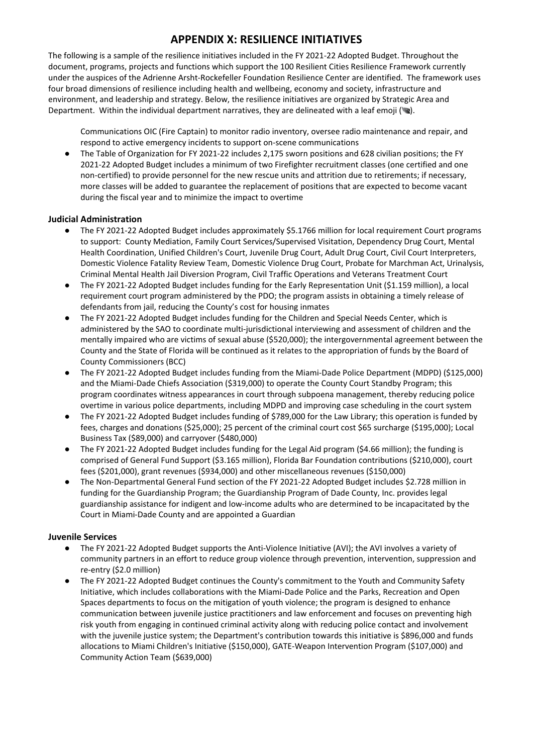# APPENDIX X: RESILIENCE INITIATIVES

The following is a sample of the resilience initiatives included in the FY 2021-22 Adopted Budget. Throughout the document, programs, projects and functions which support the 100 Resilient Cities Resilience Framework currently under the auspices of the Adrienne Arsht-Rockefeller Foundation Resilience Center are identified. The framework uses four broad dimensions of resilience including health and wellbeing, economy and society, infrastructure and environment, and leadership and strategy. Below, the resilience initiatives are organized by Strategic Area and Department. Within the individual department narratives, they are delineated with a leaf emoji (🍃).

Communications OIC (Fire Captain) to monitor radio inventory, oversee radio maintenance and repair, and respond to active emergency incidents to support on-scene communications

- The Table of Organization for FY 2021-22 includes 2,175 sworn positions and 628 civilian positions; the FY 2021-22 Adopted Budget includes a minimum of two Firefighter recruitment classes (one certified and one non-certified) to provide personnel for the new rescue units and attrition due to retirements; if necessary, more classes will be added to guarantee the replacement of positions that are expected to become vacant during the fiscal year and to minimize the impact to overtime

### Judicial Administration

- The FY 2021-22 Adopted Budget includes approximately $5.1766 million for local requirement Court programs to support: County Mediation, Family Court Services/Supervised Visitation, Dependency Drug Court, Mental Health Coordination, Unified Children's Court, Juvenile Drug Court, Adult Drug Court, Civil Court Interpreters, Domestic Violence Fatality Review Team, Domestic Violence Drug Court, Probate for Marchman Act, Urinalysis, Criminal Mental Health Jail Diversion Program, Civil Traffic Operations and Veterans Treatment Court
- The FY 2021-22 Adopted Budget includes funding for the Early Representation Unit ($1.159 million), a local requirement court program administered by the PDO; the program assists in obtaining a timely release of defendants from jail, reducing the County's cost for housing inmates
- The FY 2021-22 Adopted Budget includes funding for the Children and Special Needs Center, which is administered by the SAO to coordinate multi-jurisdictional interviewing and assessment of children and the mentally impaired who are victims of sexual abuse ($520,000); the intergovernmental agreement between the County and the State of Florida will be continued as it relates to the appropriation of funds by the Board of County Commissioners (BCC)
- The FY 2021-22 Adopted Budget includes funding from the Miami-Dade Police Department (MDPD) ($125,000) and the Miami-Dade Chiefs Association ($319,000) to operate the County Court Standby Program; this program coordinates witness appearances in court through subpoena management, thereby reducing police overtime in various police departments, including MDPD and improving case scheduling in the court system
- The FY 2021-22 Adopted Budget includes funding of $789,000 for the Law Library; this operation is funded by fees, charges and donations ($25,000); 25 percent of the criminal court cost $65 surcharge ($195,000); Local Business Tax ($89,000) and carryover ($480,000)
- The FY 2021-22 Adopted Budget includes funding for the Legal Aid program ($4.66 million); the funding is comprised of General Fund Support ($3.165 million), Florida Bar Foundation contributions ($210,000), court fees ($201,000), grant revenues ($934,000) and other miscellaneous revenues ($150,000)
- The Non-Departmental General Fund section of the FY 2021-22 Adopted Budget includes $2.728 million in funding for the Guardianship Program; the Guardianship Program of Dade County, Inc. provides legal guardianship assistance for indigent and low-income adults who are determined to be incapacitated by the Court in Miami-Dade County and are appointed a Guardian

### Juvenile Services

- The FY 2021-22 Adopted Budget supports the Anti-Violence Initiative (AVI); the AVI involves a variety of community partners in an effort to reduce group violence through prevention, intervention, suppression and re-entry ($2.0 million)
- The FY 2021-22 Adopted Budget continues the County's commitment to the Youth and Community Safety Initiative, which includes collaborations with the Miami-Dade Police and the Parks, Recreation and Open Spaces departments to focus on the mitigation of youth violence; the program is designed to enhance communication between juvenile justice practitioners and law enforcement and focuses on preventing high risk youth from engaging in continued criminal activity along with reducing police contact and involvement with the juvenile justice system; the Department's contribution towards this initiative is $896,000 and funds allocations to Miami Children's Initiative ($150,000), GATE-Weapon Intervention Program ($107,000) and Community Action Team ($639,000)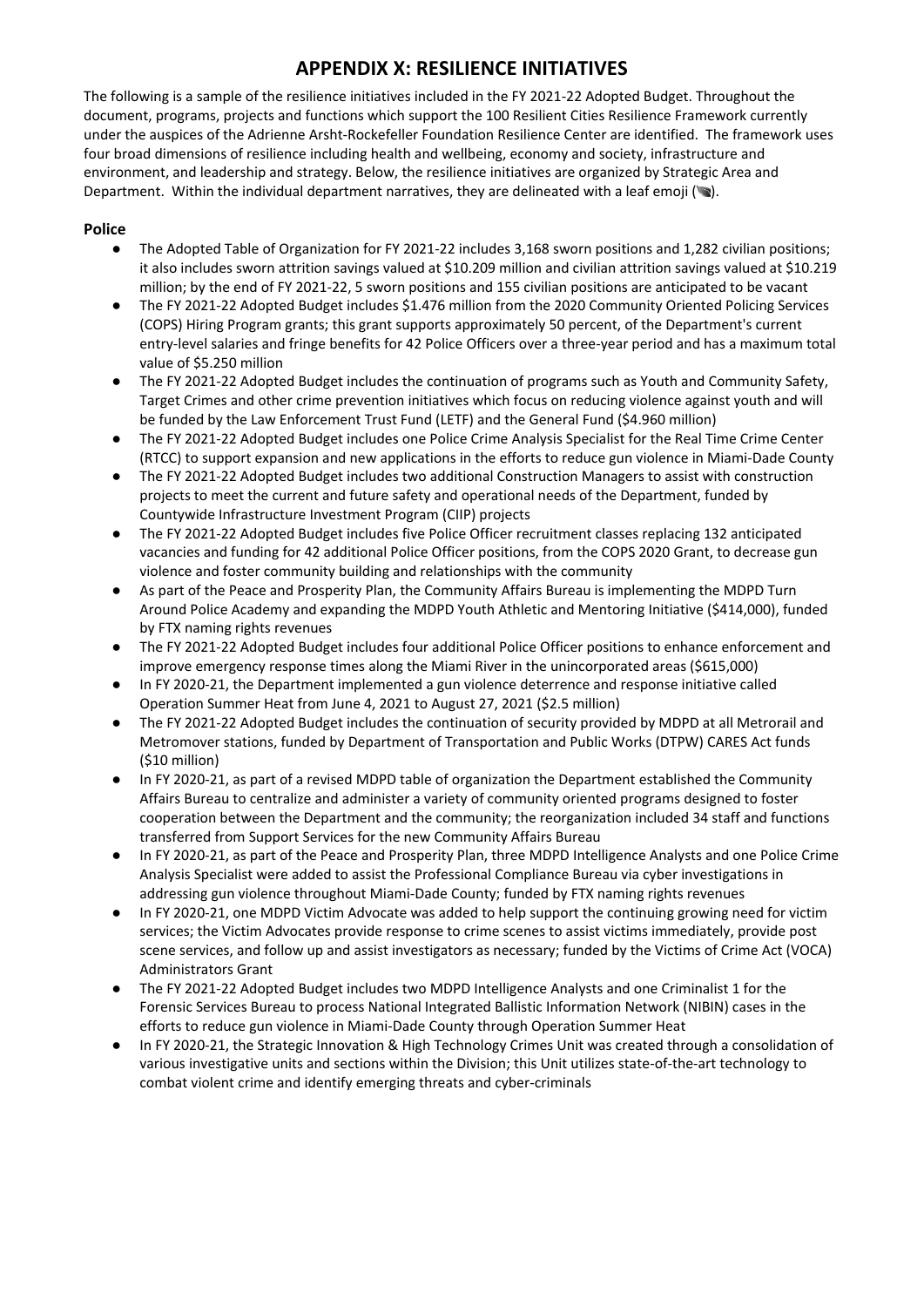# APPENDIX X: RESILIENCE INITIATIVES

The following is a sample of the resilience initiatives included in the FY 2021-22 Adopted Budget. Throughout the document, programs, projects and functions which support the 100 Resilient Cities Resilience Framework currently under the auspices of the Adrienne Arsht-Rockefeller Foundation Resilience Center are identified. The framework uses four broad dimensions of resilience including health and wellbeing, economy and society, infrastructure and environment, and leadership and strategy. Below, the resilience initiatives are organized by Strategic Area and Department. Within the individual department narratives, they are delineated with a leaf emoji (🍃).

## Police

- The Adopted Table of Organization for FY 2021-22 includes 3,168 sworn positions and 1,282 civilian positions; it also includes sworn attrition savings valued at $10.209 million and civilian attrition savings valued at $10.219 million; by the end of FY 2021-22, 5 sworn positions and 155 civilian positions are anticipated to be vacant
- The FY 2021-22 Adopted Budget includes $1.476 million from the 2020 Community Oriented Policing Services (COPS) Hiring Program grants; this grant supports approximately 50 percent, of the Department's current entry-level salaries and fringe benefits for 42 Police Officers over a three-year period and has a maximum total value of $5.250 million
- The FY 2021-22 Adopted Budget includes the continuation of programs such as Youth and Community Safety, Target Crimes and other crime prevention initiatives which focus on reducing violence against youth and will be funded by the Law Enforcement Trust Fund (LETF) and the General Fund ($4.960 million)
- The FY 2021-22 Adopted Budget includes one Police Crime Analysis Specialist for the Real Time Crime Center (RTCC) to support expansion and new applications in the efforts to reduce gun violence in Miami-Dade County
- The FY 2021-22 Adopted Budget includes two additional Construction Managers to assist with construction projects to meet the current and future safety and operational needs of the Department, funded by Countywide Infrastructure Investment Program (CIIP) projects
- The FY 2021-22 Adopted Budget includes five Police Officer recruitment classes replacing 132 anticipated vacancies and funding for 42 additional Police Officer positions, from the COPS 2020 Grant, to decrease gun violence and foster community building and relationships with the community
- As part of the Peace and Prosperity Plan, the Community Affairs Bureau is implementing the MDPD Turn Around Police Academy and expanding the MDPD Youth Athletic and Mentoring Initiative ($414,000), funded by FTX naming rights revenues
- The FY 2021-22 Adopted Budget includes four additional Police Officer positions to enhance enforcement and improve emergency response times along the Miami River in the unincorporated areas ($615,000)
- In FY 2020-21, the Department implemented a gun violence deterrence and response initiative called Operation Summer Heat from June 4, 2021 to August 27, 2021 ($2.5 million)
- The FY 2021-22 Adopted Budget includes the continuation of security provided by MDPD at all Metrorail and Metromover stations, funded by Department of Transportation and Public Works (DTPW) CARES Act funds ($10 million)
- In FY 2020-21, as part of a revised MDPD table of organization the Department established the Community Affairs Bureau to centralize and administer a variety of community oriented programs designed to foster cooperation between the Department and the community; the reorganization included 34 staff and functions transferred from Support Services for the new Community Affairs Bureau
- In FY 2020-21, as part of the Peace and Prosperity Plan, three MDPD Intelligence Analysts and one Police Crime Analysis Specialist were added to assist the Professional Compliance Bureau via cyber investigations in addressing gun violence throughout Miami-Dade County; funded by FTX naming rights revenues
- In FY 2020-21, one MDPD Victim Advocate was added to help support the continuing growing need for victim services; the Victim Advocates provide response to crime scenes to assist victims immediately, provide post scene services, and follow up and assist investigators as necessary; funded by the Victims of Crime Act (VOCA) Administrators Grant
- The FY 2021-22 Adopted Budget includes two MDPD Intelligence Analysts and one Criminalist 1 for the Forensic Services Bureau to process National Integrated Ballistic Information Network (NIBIN) cases in the efforts to reduce gun violence in Miami-Dade County through Operation Summer Heat
- In FY 2020-21, the Strategic Innovation & High Technology Crimes Unit was created through a consolidation of various investigative units and sections within the Division; this Unit utilizes state-of-the-art technology to combat violent crime and identify emerging threats and cyber-criminals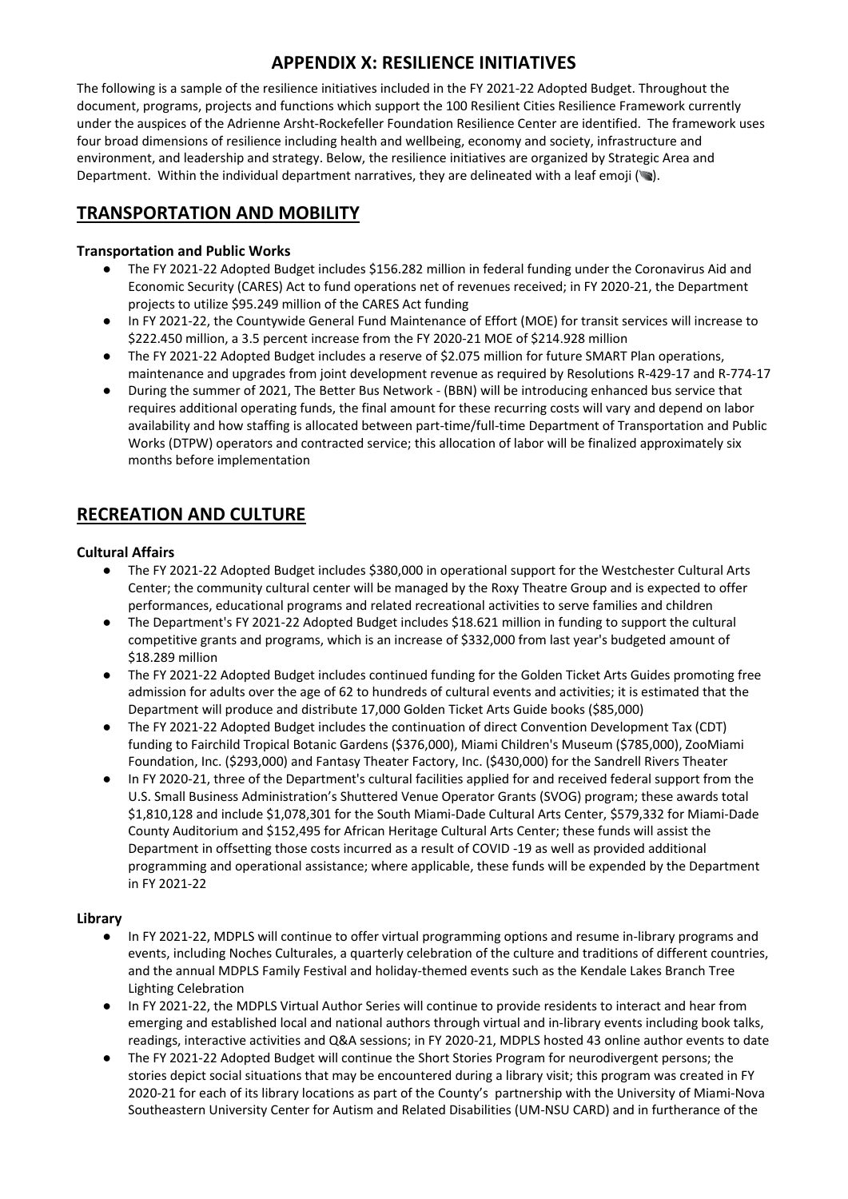# APPENDIX X: RESILIENCE INITIATIVES

The following is a sample of the resilience initiatives included in the FY 2021-22 Adopted Budget. Throughout the document, programs, projects and functions which support the 100 Resilient Cities Resilience Framework currently under the auspices of the Adrienne Arsht-Rockefeller Foundation Resilience Center are identified. The framework uses four broad dimensions of resilience including health and wellbeing, economy and society, infrastructure and environment, and leadership and strategy. Below, the resilience initiatives are organized by Strategic Area and Department. Within the individual department narratives, they are delineated with a leaf emoji (🍃).

## TRANSPORTATION AND MOBILITY

### Transportation and Public Works

- The FY 2021-22 Adopted Budget includes $156.282 million in federal funding under the Coronavirus Aid and Economic Security (CARES) Act to fund operations net of revenues received; in FY 2020-21, the Department projects to utilize $95.249 million of the CARES Act funding
- In FY 2021-22, the Countywide General Fund Maintenance of Effort (MOE) for transit services will increase to $222.450 million, a 3.5 percent increase from the FY 2020-21 MOE of $214.928 million
- The FY 2021-22 Adopted Budget includes a reserve of $2.075 million for future SMART Plan operations, maintenance and upgrades from joint development revenue as required by Resolutions R-429-17 and R-774-17
- During the summer of 2021, The Better Bus Network - (BBN) will be introducing enhanced bus service that requires additional operating funds, the final amount for these recurring costs will vary and depend on labor availability and how staffing is allocated between part-time/full-time Department of Transportation and Public Works (DTPW) operators and contracted service; this allocation of labor will be finalized approximately six months before implementation

## RECREATION AND CULTURE

### Cultural Affairs

- The FY 2021-22 Adopted Budget includes $380,000 in operational support for the Westchester Cultural Arts Center; the community cultural center will be managed by the Roxy Theatre Group and is expected to offer performances, educational programs and related recreational activities to serve families and children
- The Department's FY 2021-22 Adopted Budget includes $18.621 million in funding to support the cultural competitive grants and programs, which is an increase of $332,000 from last year's budgeted amount of $18.289 million
- The FY 2021-22 Adopted Budget includes continued funding for the Golden Ticket Arts Guides promoting free admission for adults over the age of 62 to hundreds of cultural events and activities; it is estimated that the Department will produce and distribute 17,000 Golden Ticket Arts Guide books ($85,000)
- The FY 2021-22 Adopted Budget includes the continuation of direct Convention Development Tax (CDT) funding to Fairchild Tropical Botanic Gardens ($376,000), Miami Children's Museum ($785,000), ZooMiami Foundation, Inc. ($293,000) and Fantasy Theater Factory, Inc. ($430,000) for the Sandrell Rivers Theater
- In FY 2020-21, three of the Department's cultural facilities applied for and received federal support from the U.S. Small Business Administration's Shuttered Venue Operator Grants (SVOG) program; these awards total $1,810,128 and include $1,078,301 for the South Miami-Dade Cultural Arts Center, $579,332 for Miami-Dade County Auditorium and $152,495 for African Heritage Cultural Arts Center; these funds will assist the Department in offsetting those costs incurred as a result of COVID -19 as well as provided additional programming and operational assistance; where applicable, these funds will be expended by the Department in FY 2021-22

### Library

- In FY 2021-22, MDPLS will continue to offer virtual programming options and resume in-library programs and events, including Noches Culturales, a quarterly celebration of the culture and traditions of different countries, and the annual MDPLS Family Festival and holiday-themed events such as the Kendale Lakes Branch Tree Lighting Celebration
- In FY 2021-22, the MDPLS Virtual Author Series will continue to provide residents to interact and hear from emerging and established local and national authors through virtual and in-library events including book talks, readings, interactive activities and Q&A sessions; in FY 2020-21, MDPLS hosted 43 online author events to date
- The FY 2021-22 Adopted Budget will continue the Short Stories Program for neurodivergent persons; the stories depict social situations that may be encountered during a library visit; this program was created in FY 2020-21 for each of its library locations as part of the County's partnership with the University of Miami-Nova Southeastern University Center for Autism and Related Disabilities (UM-NSU CARD) and in furtherance of the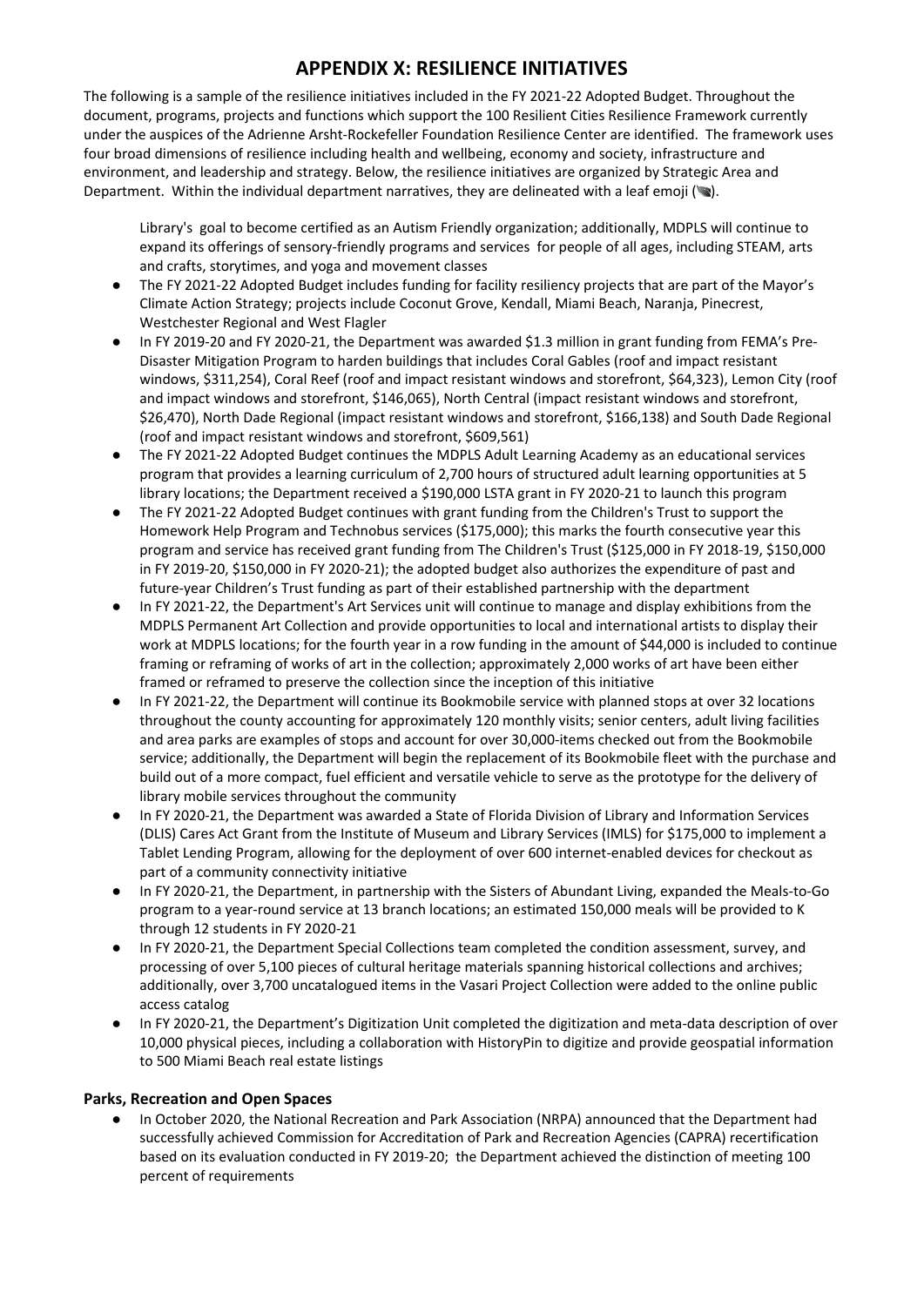# APPENDIX X: RESILIENCE INITIATIVES

The following is a sample of the resilience initiatives included in the FY 2021-22 Adopted Budget. Throughout the document, programs, projects and functions which support the 100 Resilient Cities Resilience Framework currently under the auspices of the Adrienne Arsht-Rockefeller Foundation Resilience Center are identified. The framework uses four broad dimensions of resilience including health and wellbeing, economy and society, infrastructure and environment, and leadership and strategy. Below, the resilience initiatives are organized by Strategic Area and Department. Within the individual department narratives, they are delineated with a leaf emoji (🍃).

Library's goal to become certified as an Autism Friendly organization; additionally, MDPLS will continue to expand its offerings of sensory-friendly programs and services for people of all ages, including STEAM, arts and crafts, storytimes, and yoga and movement classes

- The FY 2021-22 Adopted Budget includes funding for facility resiliency projects that are part of the Mayor's Climate Action Strategy; projects include Coconut Grove, Kendall, Miami Beach, Naranja, Pinecrest, Westchester Regional and West Flagler
- In FY 2019-20 and FY 2020-21, the Department was awarded $1.3 million in grant funding from FEMA's Pre-Disaster Mitigation Program to harden buildings that includes Coral Gables (roof and impact resistant windows, $311,254), Coral Reef (roof and impact resistant windows and storefront, $64,323), Lemon City (roof and impact windows and storefront, $146,065), North Central (impact resistant windows and storefront, $26,470), North Dade Regional (impact resistant windows and storefront, $166,138) and South Dade Regional (roof and impact resistant windows and storefront, $609,561)
- The FY 2021-22 Adopted Budget continues the MDPLS Adult Learning Academy as an educational services program that provides a learning curriculum of 2,700 hours of structured adult learning opportunities at 5 library locations; the Department received a $190,000 LSTA grant in FY 2020-21 to launch this program
- The FY 2021-22 Adopted Budget continues with grant funding from the Children's Trust to support the Homework Help Program and Technobus services ($175,000); this marks the fourth consecutive year this program and service has received grant funding from The Children's Trust ($125,000 in FY 2018-19, $150,000 in FY 2019-20, $150,000 in FY 2020-21); the adopted budget also authorizes the expenditure of past and future-year Children's Trust funding as part of their established partnership with the department
- In FY 2021-22, the Department's Art Services unit will continue to manage and display exhibitions from the MDPLS Permanent Art Collection and provide opportunities to local and international artists to display their work at MDPLS locations; for the fourth year in a row funding in the amount of $44,000 is included to continue framing or reframing of works of art in the collection; approximately 2,000 works of art have been either framed or reframed to preserve the collection since the inception of this initiative
- In FY 2021-22, the Department will continue its Bookmobile service with planned stops at over 32 locations throughout the county accounting for approximately 120 monthly visits; senior centers, adult living facilities and area parks are examples of stops and account for over 30,000-items checked out from the Bookmobile service; additionally, the Department will begin the replacement of its Bookmobile fleet with the purchase and build out of a more compact, fuel efficient and versatile vehicle to serve as the prototype for the delivery of library mobile services throughout the community
- In FY 2020-21, the Department was awarded a State of Florida Division of Library and Information Services (DLIS) Cares Act Grant from the Institute of Museum and Library Services (IMLS) for $175,000 to implement a Tablet Lending Program, allowing for the deployment of over 600 internet-enabled devices for checkout as part of a community connectivity initiative
- In FY 2020-21, the Department, in partnership with the Sisters of Abundant Living, expanded the Meals-to-Go program to a year-round service at 13 branch locations; an estimated 150,000 meals will be provided to K through 12 students in FY 2020-21
- In FY 2020-21, the Department Special Collections team completed the condition assessment, survey, and processing of over 5,100 pieces of cultural heritage materials spanning historical collections and archives; additionally, over 3,700 uncatalogued items in the Vasari Project Collection were added to the online public access catalog
- In FY 2020-21, the Department's Digitization Unit completed the digitization and meta-data description of over 10,000 physical pieces, including a collaboration with HistoryPin to digitize and provide geospatial information to 500 Miami Beach real estate listings

### Parks, Recreation and Open Spaces

- In October 2020, the National Recreation and Park Association (NRPA) announced that the Department had successfully achieved Commission for Accreditation of Park and Recreation Agencies (CAPRA) recertification based on its evaluation conducted in FY 2019-20; the Department achieved the distinction of meeting 100 percent of requirements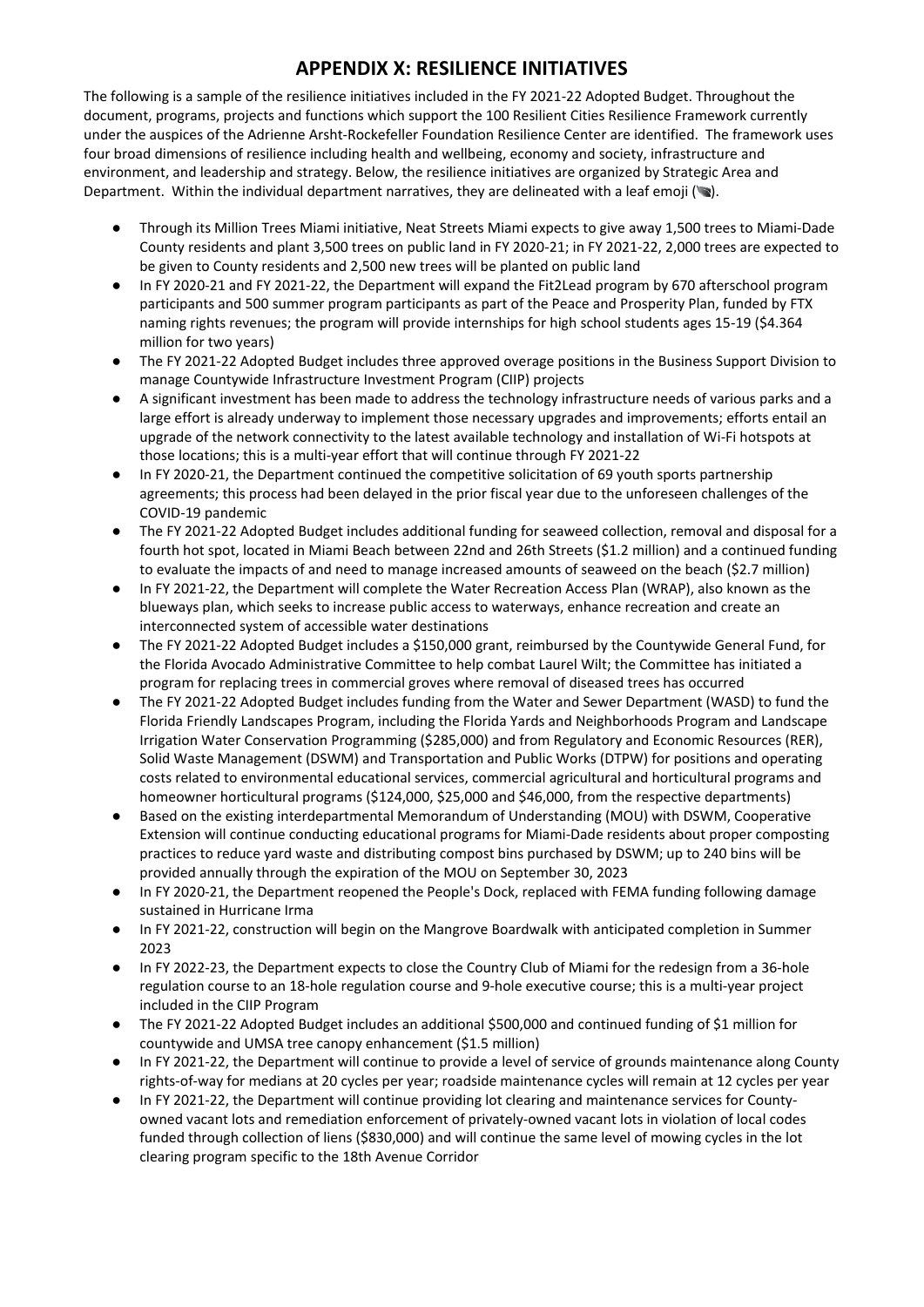# APPENDIX X: RESILIENCE INITIATIVES

The following is a sample of the resilience initiatives included in the FY 2021-22 Adopted Budget. Throughout the document, programs, projects and functions which support the 100 Resilient Cities Resilience Framework currently under the auspices of the Adrienne Arsht-Rockefeller Foundation Resilience Center are identified. The framework uses four broad dimensions of resilience including health and wellbeing, economy and society, infrastructure and environment, and leadership and strategy. Below, the resilience initiatives are organized by Strategic Area and Department. Within the individual department narratives, they are delineated with a leaf emoji (🍃).

- Through its Million Trees Miami initiative, Neat Streets Miami expects to give away 1,500 trees to Miami-Dade County residents and plant 3,500 trees on public land in FY 2020-21; in FY 2021-22, 2,000 trees are expected to be given to County residents and 2,500 new trees will be planted on public land
- In FY 2020-21 and FY 2021-22, the Department will expand the Fit2Lead program by 670 afterschool program participants and 500 summer program participants as part of the Peace and Prosperity Plan, funded by FTX naming rights revenues; the program will provide internships for high school students ages 15-19 ($4.364 million for two years)
- The FY 2021-22 Adopted Budget includes three approved overage positions in the Business Support Division to manage Countywide Infrastructure Investment Program (CIIP) projects
- A significant investment has been made to address the technology infrastructure needs of various parks and a large effort is already underway to implement those necessary upgrades and improvements; efforts entail an upgrade of the network connectivity to the latest available technology and installation of Wi-Fi hotspots at those locations; this is a multi-year effort that will continue through FY 2021-22
- In FY 2020-21, the Department continued the competitive solicitation of 69 youth sports partnership agreements; this process had been delayed in the prior fiscal year due to the unforeseen challenges of the COVID-19 pandemic
- The FY 2021-22 Adopted Budget includes additional funding for seaweed collection, removal and disposal for a fourth hot spot, located in Miami Beach between 22nd and 26th Streets ($1.2 million) and a continued funding to evaluate the impacts of and need to manage increased amounts of seaweed on the beach ($2.7 million)
- In FY 2021-22, the Department will complete the Water Recreation Access Plan (WRAP), also known as the blueways plan, which seeks to increase public access to waterways, enhance recreation and create an interconnected system of accessible water destinations
- The FY 2021-22 Adopted Budget includes a $150,000 grant, reimbursed by the Countywide General Fund, for the Florida Avocado Administrative Committee to help combat Laurel Wilt; the Committee has initiated a program for replacing trees in commercial groves where removal of diseased trees has occurred
- The FY 2021-22 Adopted Budget includes funding from the Water and Sewer Department (WASD) to fund the Florida Friendly Landscapes Program, including the Florida Yards and Neighborhoods Program and Landscape Irrigation Water Conservation Programming ($285,000) and from Regulatory and Economic Resources (RER), Solid Waste Management (DSWM) and Transportation and Public Works (DTPW) for positions and operating costs related to environmental educational services, commercial agricultural and horticultural programs and homeowner horticultural programs ($124,000, $25,000 and $46,000, from the respective departments)
- Based on the existing interdepartmental Memorandum of Understanding (MOU) with DSWM, Cooperative Extension will continue conducting educational programs for Miami-Dade residents about proper composting practices to reduce yard waste and distributing compost bins purchased by DSWM; up to 240 bins will be provided annually through the expiration of the MOU on September 30, 2023
- In FY 2020-21, the Department reopened the People's Dock, replaced with FEMA funding following damage sustained in Hurricane Irma
- In FY 2021-22, construction will begin on the Mangrove Boardwalk with anticipated completion in Summer 2023
- In FY 2022-23, the Department expects to close the Country Club of Miami for the redesign from a 36-hole regulation course to an 18-hole regulation course and 9-hole executive course; this is a multi-year project included in the CIIP Program
- The FY 2021-22 Adopted Budget includes an additional $500,000 and continued funding of $1 million for countywide and UMSA tree canopy enhancement ($1.5 million)
- In FY 2021-22, the Department will continue to provide a level of service of grounds maintenance along County rights-of-way for medians at 20 cycles per year; roadside maintenance cycles will remain at 12 cycles per year
- In FY 2021-22, the Department will continue providing lot clearing and maintenance services for County-owned vacant lots and remediation enforcement of privately-owned vacant lots in violation of local codes funded through collection of liens ($830,000) and will continue the same level of mowing cycles in the lot clearing program specific to the 18th Avenue Corridor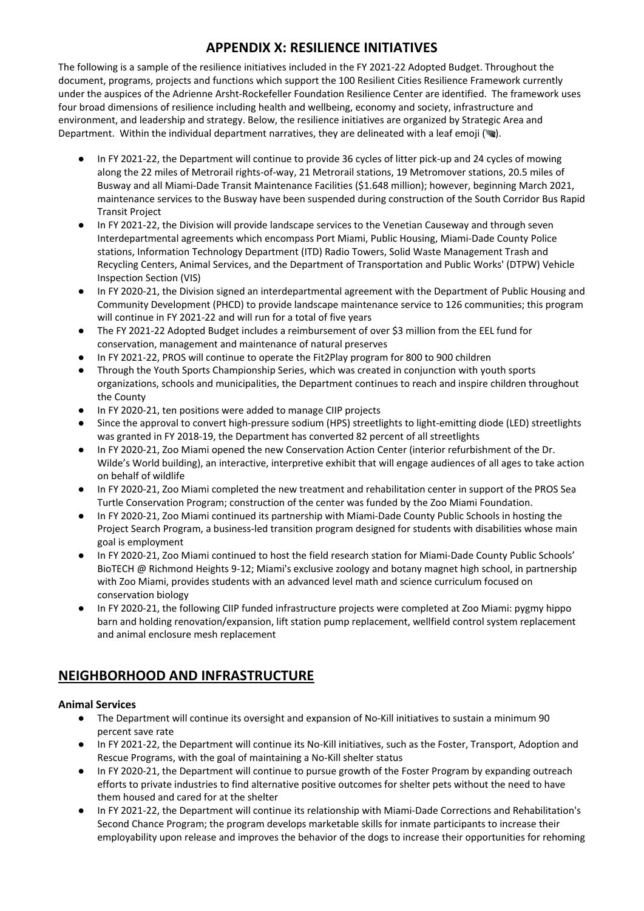## APPENDIX X: RESILIENCE INITIATIVES

The following is a sample of the resilience initiatives included in the FY 2021-22 Adopted Budget. Throughout the document, programs, projects and functions which support the 100 Resilient Cities Resilience Framework currently under the auspices of the Adrienne Arsht-Rockefeller Foundation Resilience Center are identified. The framework uses four broad dimensions of resilience including health and wellbeing, economy and society, infrastructure and environment, and leadership and strategy. Below, the resilience initiatives are organized by Strategic Area and Department. Within the individual department narratives, they are delineated with a leaf emoji (🍃).

- In FY 2021-22, the Department will continue to provide 36 cycles of litter pick-up and 24 cycles of mowing along the 22 miles of Metrorail rights-of-way, 21 Metrorail stations, 19 Metromover stations, 20.5 miles of Busway and all Miami-Dade Transit Maintenance Facilities ($1.648 million); however, beginning March 2021, maintenance services to the Busway have been suspended during construction of the South Corridor Bus Rapid Transit Project
- In FY 2021-22, the Division will provide landscape services to the Venetian Causeway and through seven Interdepartmental agreements which encompass Port Miami, Public Housing, Miami-Dade County Police stations, Information Technology Department (ITD) Radio Towers, Solid Waste Management Trash and Recycling Centers, Animal Services, and the Department of Transportation and Public Works' (DTPW) Vehicle Inspection Section (VIS)
- In FY 2020-21, the Division signed an interdepartmental agreement with the Department of Public Housing and Community Development (PHCD) to provide landscape maintenance service to 126 communities; this program will continue in FY 2021-22 and will run for a total of five years
- The FY 2021-22 Adopted Budget includes a reimbursement of over $3 million from the EEL fund for conservation, management and maintenance of natural preserves
- In FY 2021-22, PROS will continue to operate the Fit2Play program for 800 to 900 children
- Through the Youth Sports Championship Series, which was created in conjunction with youth sports organizations, schools and municipalities, the Department continues to reach and inspire children throughout the County
- In FY 2020-21, ten positions were added to manage CIIP projects
- Since the approval to convert high-pressure sodium (HPS) streetlights to light-emitting diode (LED) streetlights was granted in FY 2018-19, the Department has converted 82 percent of all streetlights
- In FY 2020-21, Zoo Miami opened the new Conservation Action Center (interior refurbishment of the Dr. Wilde's World building), an interactive, interpretive exhibit that will engage audiences of all ages to take action on behalf of wildlife
- In FY 2020-21, Zoo Miami completed the new treatment and rehabilitation center in support of the PROS Sea Turtle Conservation Program; construction of the center was funded by the Zoo Miami Foundation.
- In FY 2020-21, Zoo Miami continued its partnership with Miami-Dade County Public Schools in hosting the Project Search Program, a business-led transition program designed for students with disabilities whose main goal is employment
- In FY 2020-21, Zoo Miami continued to host the field research station for Miami-Dade County Public Schools' BioTECH @ Richmond Heights 9-12; Miami's exclusive zoology and botany magnet high school, in partnership with Zoo Miami, provides students with an advanced level math and science curriculum focused on conservation biology
- In FY 2020-21, the following CIIP funded infrastructure projects were completed at Zoo Miami: pygmy hippo barn and holding renovation/expansion, lift station pump replacement, wellfield control system replacement and animal enclosure mesh replacement

## NEIGHBORHOOD AND INFRASTRUCTURE

### Animal Services

- The Department will continue its oversight and expansion of No-Kill initiatives to sustain a minimum 90 percent save rate
- In FY 2021-22, the Department will continue its No-Kill initiatives, such as the Foster, Transport, Adoption and Rescue Programs, with the goal of maintaining a No-Kill shelter status
- In FY 2020-21, the Department will continue to pursue growth of the Foster Program by expanding outreach efforts to private industries to find alternative positive outcomes for shelter pets without the need to have them housed and cared for at the shelter
- In FY 2021-22, the Department will continue its relationship with Miami-Dade Corrections and Rehabilitation's Second Chance Program; the program develops marketable skills for inmate participants to increase their employability upon release and improves the behavior of the dogs to increase their opportunities for rehoming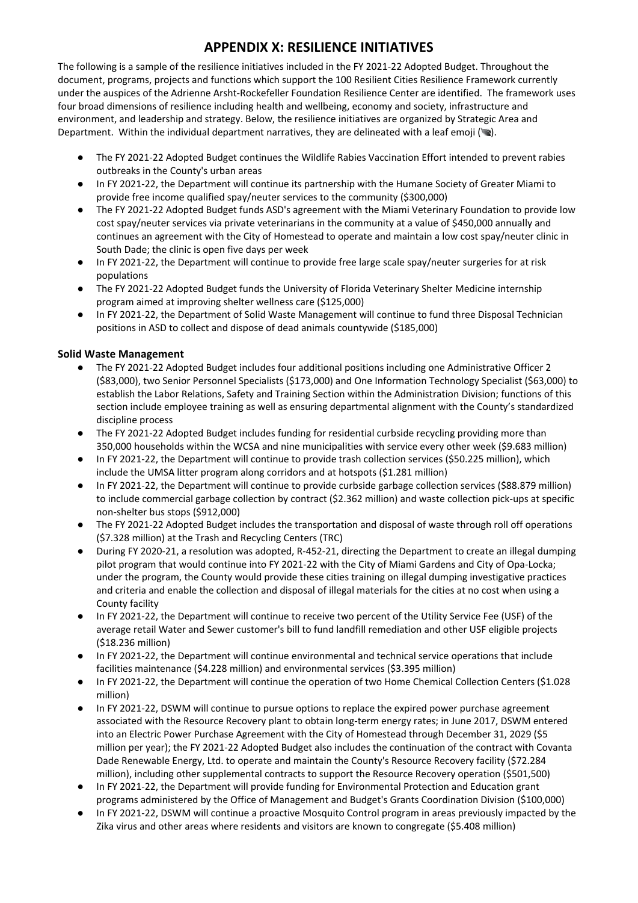# APPENDIX X: RESILIENCE INITIATIVES

The following is a sample of the resilience initiatives included in the FY 2021-22 Adopted Budget. Throughout the document, programs, projects and functions which support the 100 Resilient Cities Resilience Framework currently under the auspices of the Adrienne Arsht-Rockefeller Foundation Resilience Center are identified. The framework uses four broad dimensions of resilience including health and wellbeing, economy and society, infrastructure and environment, and leadership and strategy. Below, the resilience initiatives are organized by Strategic Area and Department. Within the individual department narratives, they are delineated with a leaf emoji (🍃).

- The FY 2021-22 Adopted Budget continues the Wildlife Rabies Vaccination Effort intended to prevent rabies outbreaks in the County's urban areas
- In FY 2021-22, the Department will continue its partnership with the Humane Society of Greater Miami to provide free income qualified spay/neuter services to the community ($300,000)
- The FY 2021-22 Adopted Budget funds ASD's agreement with the Miami Veterinary Foundation to provide low cost spay/neuter services via private veterinarians in the community at a value of $450,000 annually and continues an agreement with the City of Homestead to operate and maintain a low cost spay/neuter clinic in South Dade; the clinic is open five days per week
- In FY 2021-22, the Department will continue to provide free large scale spay/neuter surgeries for at risk populations
- The FY 2021-22 Adopted Budget funds the University of Florida Veterinary Shelter Medicine internship program aimed at improving shelter wellness care ($125,000)
- In FY 2021-22, the Department of Solid Waste Management will continue to fund three Disposal Technician positions in ASD to collect and dispose of dead animals countywide ($185,000)

**Solid Waste Management**

- The FY 2021-22 Adopted Budget includes four additional positions including one Administrative Officer 2 ($83,000), two Senior Personnel Specialists ($173,000) and One Information Technology Specialist ($63,000) to establish the Labor Relations, Safety and Training Section within the Administration Division; functions of this section include employee training as well as ensuring departmental alignment with the County's standardized discipline process
- The FY 2021-22 Adopted Budget includes funding for residential curbside recycling providing more than 350,000 households within the WCSA and nine municipalities with service every other week ($9.683 million)
- In FY 2021-22, the Department will continue to provide trash collection services ($50.225 million), which include the UMSA litter program along corridors and at hotspots ($1.281 million)
- In FY 2021-22, the Department will continue to provide curbside garbage collection services ($88.879 million) to include commercial garbage collection by contract ($2.362 million) and waste collection pick-ups at specific non-shelter bus stops ($912,000)
- The FY 2021-22 Adopted Budget includes the transportation and disposal of waste through roll off operations ($7.328 million) at the Trash and Recycling Centers (TRC)
- During FY 2020-21, a resolution was adopted, R-452-21, directing the Department to create an illegal dumping pilot program that would continue into FY 2021-22 with the City of Miami Gardens and City of Opa-Locka; under the program, the County would provide these cities training on illegal dumping investigative practices and criteria and enable the collection and disposal of illegal materials for the cities at no cost when using a County facility
- In FY 2021-22, the Department will continue to receive two percent of the Utility Service Fee (USF) of the average retail Water and Sewer customer's bill to fund landfill remediation and other USF eligible projects ($18.236 million)
- In FY 2021-22, the Department will continue environmental and technical service operations that include facilities maintenance ($4.228 million) and environmental services ($3.395 million)
- In FY 2021-22, the Department will continue the operation of two Home Chemical Collection Centers ($1.028 million)
- In FY 2021-22, DSWM will continue to pursue options to replace the expired power purchase agreement associated with the Resource Recovery plant to obtain long-term energy rates; in June 2017, DSWM entered into an Electric Power Purchase Agreement with the City of Homestead through December 31, 2029 ($5 million per year); the FY 2021-22 Adopted Budget also includes the continuation of the contract with Covanta Dade Renewable Energy, Ltd. to operate and maintain the County's Resource Recovery facility ($72.284 million), including other supplemental contracts to support the Resource Recovery operation ($501,500)
- In FY 2021-22, the Department will provide funding for Environmental Protection and Education grant programs administered by the Office of Management and Budget's Grants Coordination Division ($100,000)
- In FY 2021-22, DSWM will continue a proactive Mosquito Control program in areas previously impacted by the Zika virus and other areas where residents and visitors are known to congregate ($5.408 million)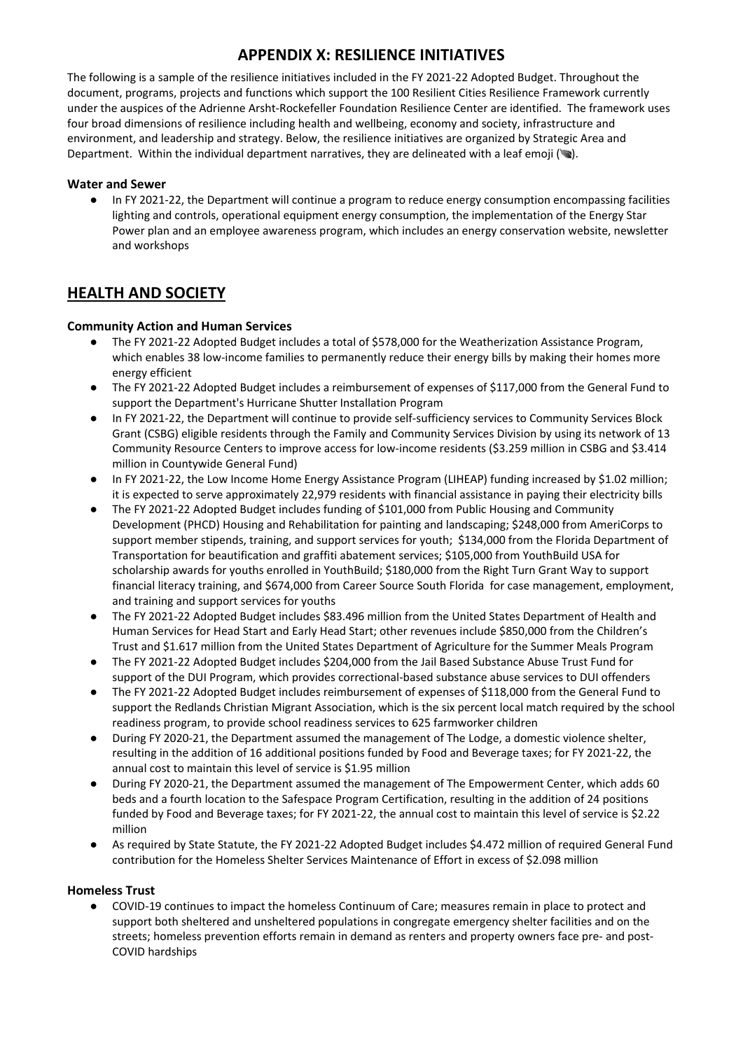# APPENDIX X: RESILIENCE INITIATIVES

The following is a sample of the resilience initiatives included in the FY 2021-22 Adopted Budget. Throughout the document, programs, projects and functions which support the 100 Resilient Cities Resilience Framework currently under the auspices of the Adrienne Arsht-Rockefeller Foundation Resilience Center are identified. The framework uses four broad dimensions of resilience including health and wellbeing, economy and society, infrastructure and environment, and leadership and strategy. Below, the resilience initiatives are organized by Strategic Area and Department. Within the individual department narratives, they are delineated with a leaf emoji (🍃).

### Water and Sewer

- In FY 2021-22, the Department will continue a program to reduce energy consumption encompassing facilities lighting and controls, operational equipment energy consumption, the implementation of the Energy Star Power plan and an employee awareness program, which includes an energy conservation website, newsletter and workshops

## HEALTH AND SOCIETY

### Community Action and Human Services

- The FY 2021-22 Adopted Budget includes a total of $578,000 for the Weatherization Assistance Program, which enables 38 low-income families to permanently reduce their energy bills by making their homes more energy efficient
- The FY 2021-22 Adopted Budget includes a reimbursement of expenses of $117,000 from the General Fund to support the Department's Hurricane Shutter Installation Program
- In FY 2021-22, the Department will continue to provide self-sufficiency services to Community Services Block Grant (CSBG) eligible residents through the Family and Community Services Division by using its network of 13 Community Resource Centers to improve access for low-income residents ($3.259 million in CSBG and $3.414 million in Countywide General Fund)
- In FY 2021-22, the Low Income Home Energy Assistance Program (LIHEAP) funding increased by $1.02 million; it is expected to serve approximately 22,979 residents with financial assistance in paying their electricity bills
- The FY 2021-22 Adopted Budget includes funding of $101,000 from Public Housing and Community Development (PHCD) Housing and Rehabilitation for painting and landscaping; $248,000 from AmeriCorps to support member stipends, training, and support services for youth; $134,000 from the Florida Department of Transportation for beautification and graffiti abatement services; $105,000 from YouthBuild USA for scholarship awards for youths enrolled in YouthBuild; $180,000 from the Right Turn Grant Way to support financial literacy training, and $674,000 from Career Source South Florida for case management, employment, and training and support services for youths
- The FY 2021-22 Adopted Budget includes $83.496 million from the United States Department of Health and Human Services for Head Start and Early Head Start; other revenues include $850,000 from the Children's Trust and $1.617 million from the United States Department of Agriculture for the Summer Meals Program
- The FY 2021-22 Adopted Budget includes $204,000 from the Jail Based Substance Abuse Trust Fund for support of the DUI Program, which provides correctional-based substance abuse services to DUI offenders
- The FY 2021-22 Adopted Budget includes reimbursement of expenses of $118,000 from the General Fund to support the Redlands Christian Migrant Association, which is the six percent local match required by the school readiness program, to provide school readiness services to 625 farmworker children
- During FY 2020-21, the Department assumed the management of The Lodge, a domestic violence shelter, resulting in the addition of 16 additional positions funded by Food and Beverage taxes; for FY 2021-22, the annual cost to maintain this level of service is $1.95 million
- During FY 2020-21, the Department assumed the management of The Empowerment Center, which adds 60 beds and a fourth location to the Safespace Program Certification, resulting in the addition of 24 positions funded by Food and Beverage taxes; for FY 2021-22, the annual cost to maintain this level of service is $2.22 million
- As required by State Statute, the FY 2021-22 Adopted Budget includes $4.472 million of required General Fund contribution for the Homeless Shelter Services Maintenance of Effort in excess of $2.098 million

### Homeless Trust

- COVID-19 continues to impact the homeless Continuum of Care; measures remain in place to protect and support both sheltered and unsheltered populations in congregate emergency shelter facilities and on the streets; homeless prevention efforts remain in demand as renters and property owners face pre- and post-COVID hardships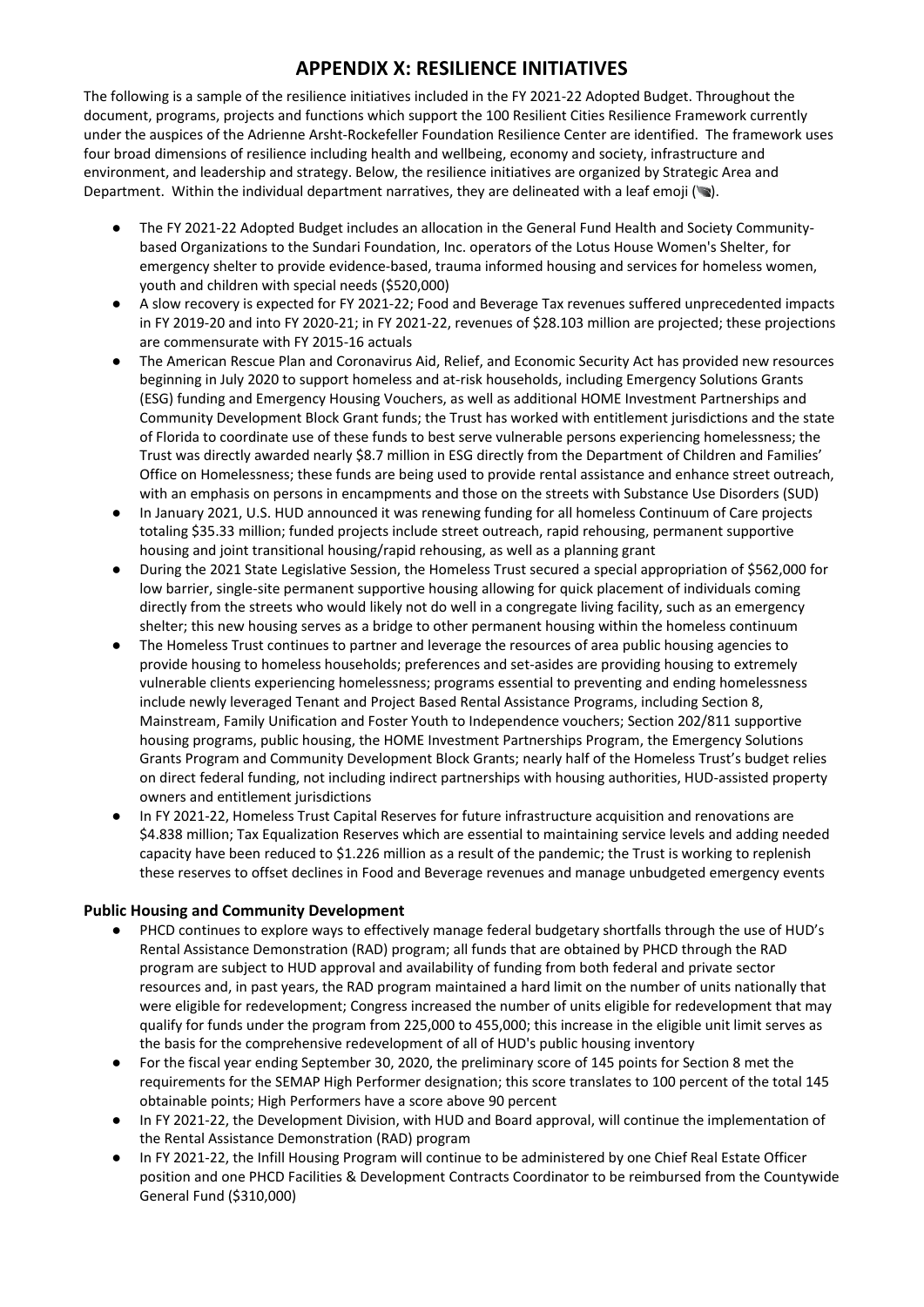# APPENDIX X: RESILIENCE INITIATIVES

The following is a sample of the resilience initiatives included in the FY 2021-22 Adopted Budget. Throughout the document, programs, projects and functions which support the 100 Resilient Cities Resilience Framework currently under the auspices of the Adrienne Arsht-Rockefeller Foundation Resilience Center are identified. The framework uses four broad dimensions of resilience including health and wellbeing, economy and society, infrastructure and environment, and leadership and strategy. Below, the resilience initiatives are organized by Strategic Area and Department. Within the individual department narratives, they are delineated with a leaf emoji (🍃).

- The FY 2021-22 Adopted Budget includes an allocation in the General Fund Health and Society Community-based Organizations to the Sundari Foundation, Inc. operators of the Lotus House Women's Shelter, for emergency shelter to provide evidence-based, trauma informed housing and services for homeless women, youth and children with special needs ($520,000)
- A slow recovery is expected for FY 2021-22; Food and Beverage Tax revenues suffered unprecedented impacts in FY 2019-20 and into FY 2020-21; in FY 2021-22, revenues of $28.103 million are projected; these projections are commensurate with FY 2015-16 actuals
- The American Rescue Plan and Coronavirus Aid, Relief, and Economic Security Act has provided new resources beginning in July 2020 to support homeless and at-risk households, including Emergency Solutions Grants (ESG) funding and Emergency Housing Vouchers, as well as additional HOME Investment Partnerships and Community Development Block Grant funds; the Trust has worked with entitlement jurisdictions and the state of Florida to coordinate use of these funds to best serve vulnerable persons experiencing homelessness; the Trust was directly awarded nearly $8.7 million in ESG directly from the Department of Children and Families' Office on Homelessness; these funds are being used to provide rental assistance and enhance street outreach, with an emphasis on persons in encampments and those on the streets with Substance Use Disorders (SUD)
- In January 2021, U.S. HUD announced it was renewing funding for all homeless Continuum of Care projects totaling $35.33 million; funded projects include street outreach, rapid rehousing, permanent supportive housing and joint transitional housing/rapid rehousing, as well as a planning grant
- During the 2021 State Legislative Session, the Homeless Trust secured a special appropriation of $562,000 for low barrier, single-site permanent supportive housing allowing for quick placement of individuals coming directly from the streets who would likely not do well in a congregate living facility, such as an emergency shelter; this new housing serves as a bridge to other permanent housing within the homeless continuum
- The Homeless Trust continues to partner and leverage the resources of area public housing agencies to provide housing to homeless households; preferences and set-asides are providing housing to extremely vulnerable clients experiencing homelessness; programs essential to preventing and ending homelessness include newly leveraged Tenant and Project Based Rental Assistance Programs, including Section 8, Mainstream, Family Unification and Foster Youth to Independence vouchers; Section 202/811 supportive housing programs, public housing, the HOME Investment Partnerships Program, the Emergency Solutions Grants Program and Community Development Block Grants; nearly half of the Homeless Trust's budget relies on direct federal funding, not including indirect partnerships with housing authorities, HUD-assisted property owners and entitlement jurisdictions
- In FY 2021-22, Homeless Trust Capital Reserves for future infrastructure acquisition and renovations are $4.838 million; Tax Equalization Reserves which are essential to maintaining service levels and adding needed capacity have been reduced to $1.226 million as a result of the pandemic; the Trust is working to replenish these reserves to offset declines in Food and Beverage revenues and manage unbudgeted emergency events

### Public Housing and Community Development

- PHCD continues to explore ways to effectively manage federal budgetary shortfalls through the use of HUD's Rental Assistance Demonstration (RAD) program; all funds that are obtained by PHCD through the RAD program are subject to HUD approval and availability of funding from both federal and private sector resources and, in past years, the RAD program maintained a hard limit on the number of units nationally that were eligible for redevelopment; Congress increased the number of units eligible for redevelopment that may qualify for funds under the program from 225,000 to 455,000; this increase in the eligible unit limit serves as the basis for the comprehensive redevelopment of all of HUD's public housing inventory
- For the fiscal year ending September 30, 2020, the preliminary score of 145 points for Section 8 met the requirements for the SEMAP High Performer designation; this score translates to 100 percent of the total 145 obtainable points; High Performers have a score above 90 percent
- In FY 2021-22, the Development Division, with HUD and Board approval, will continue the implementation of the Rental Assistance Demonstration (RAD) program
- In FY 2021-22, the Infill Housing Program will continue to be administered by one Chief Real Estate Officer position and one PHCD Facilities & Development Contracts Coordinator to be reimbursed from the Countywide General Fund ($310,000)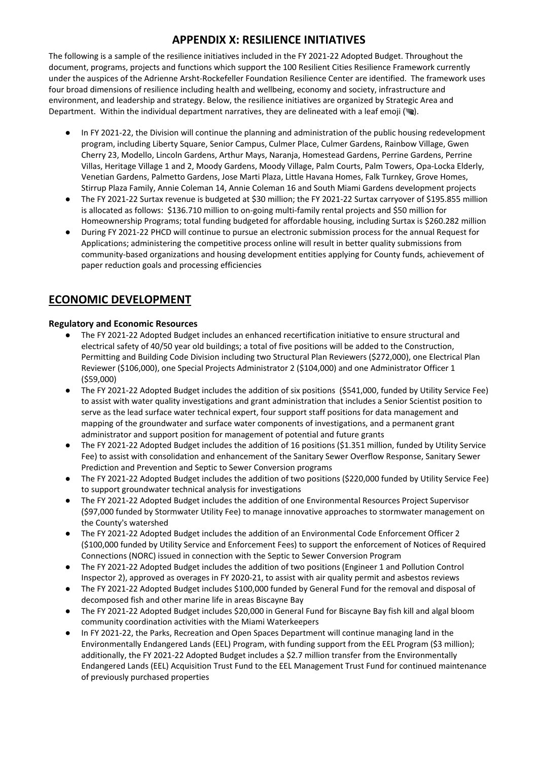# APPENDIX X: RESILIENCE INITIATIVES

The following is a sample of the resilience initiatives included in the FY 2021-22 Adopted Budget. Throughout the document, programs, projects and functions which support the 100 Resilient Cities Resilience Framework currently under the auspices of the Adrienne Arsht-Rockefeller Foundation Resilience Center are identified. The framework uses four broad dimensions of resilience including health and wellbeing, economy and society, infrastructure and environment, and leadership and strategy. Below, the resilience initiatives are organized by Strategic Area and Department. Within the individual department narratives, they are delineated with a leaf emoji (🍃).

- In FY 2021-22, the Division will continue the planning and administration of the public housing redevelopment program, including Liberty Square, Senior Campus, Culmer Place, Culmer Gardens, Rainbow Village, Gwen Cherry 23, Modello, Lincoln Gardens, Arthur Mays, Naranja, Homestead Gardens, Perrine Gardens, Perrine Villas, Heritage Village 1 and 2, Moody Gardens, Moody Village, Palm Courts, Palm Towers, Opa-Locka Elderly, Venetian Gardens, Palmetto Gardens, Jose Marti Plaza, Little Havana Homes, Falk Turnkey, Grove Homes, Stirrup Plaza Family, Annie Coleman 14, Annie Coleman 16 and South Miami Gardens development projects
- The FY 2021-22 Surtax revenue is budgeted at $30 million; the FY 2021-22 Surtax carryover of $195.855 million is allocated as follows: $136.710 million to on-going multi-family rental projects and $50 million for Homeownership Programs; total funding budgeted for affordable housing, including Surtax is $260.282 million
- During FY 2021-22 PHCD will continue to pursue an electronic submission process for the annual Request for Applications; administering the competitive process online will result in better quality submissions from community-based organizations and housing development entities applying for County funds, achievement of paper reduction goals and processing efficiencies

## ECONOMIC DEVELOPMENT

### Regulatory and Economic Resources

- The FY 2021-22 Adopted Budget includes an enhanced recertification initiative to ensure structural and electrical safety of 40/50 year old buildings; a total of five positions will be added to the Construction, Permitting and Building Code Division including two Structural Plan Reviewers ($272,000), one Electrical Plan Reviewer ($106,000), one Special Projects Administrator 2 ($104,000) and one Administrator Officer 1 ($59,000)
- The FY 2021-22 Adopted Budget includes the addition of six positions ($541,000, funded by Utility Service Fee) to assist with water quality investigations and grant administration that includes a Senior Scientist position to serve as the lead surface water technical expert, four support staff positions for data management and mapping of the groundwater and surface water components of investigations, and a permanent grant administrator and support position for management of potential and future grants
- The FY 2021-22 Adopted Budget includes the addition of 16 positions ($1.351 million, funded by Utility Service Fee) to assist with consolidation and enhancement of the Sanitary Sewer Overflow Response, Sanitary Sewer Prediction and Prevention and Septic to Sewer Conversion programs
- The FY 2021-22 Adopted Budget includes the addition of two positions ($220,000 funded by Utility Service Fee) to support groundwater technical analysis for investigations
- The FY 2021-22 Adopted Budget includes the addition of one Environmental Resources Project Supervisor ($97,000 funded by Stormwater Utility Fee) to manage innovative approaches to stormwater management on the County's watershed
- The FY 2021-22 Adopted Budget includes the addition of an Environmental Code Enforcement Officer 2 ($100,000 funded by Utility Service and Enforcement Fees) to support the enforcement of Notices of Required Connections (NORC) issued in connection with the Septic to Sewer Conversion Program
- The FY 2021-22 Adopted Budget includes the addition of two positions (Engineer 1 and Pollution Control Inspector 2), approved as overages in FY 2020-21, to assist with air quality permit and asbestos reviews
- The FY 2021-22 Adopted Budget includes $100,000 funded by General Fund for the removal and disposal of decomposed fish and other marine life in areas Biscayne Bay
- The FY 2021-22 Adopted Budget includes $20,000 in General Fund for Biscayne Bay fish kill and algal bloom community coordination activities with the Miami Waterkeepers
- In FY 2021-22, the Parks, Recreation and Open Spaces Department will continue managing land in the Environmentally Endangered Lands (EEL) Program, with funding support from the EEL Program ($3 million); additionally, the FY 2021-22 Adopted Budget includes a $2.7 million transfer from the Environmentally Endangered Lands (EEL) Acquisition Trust Fund to the EEL Management Trust Fund for continued maintenance of previously purchased properties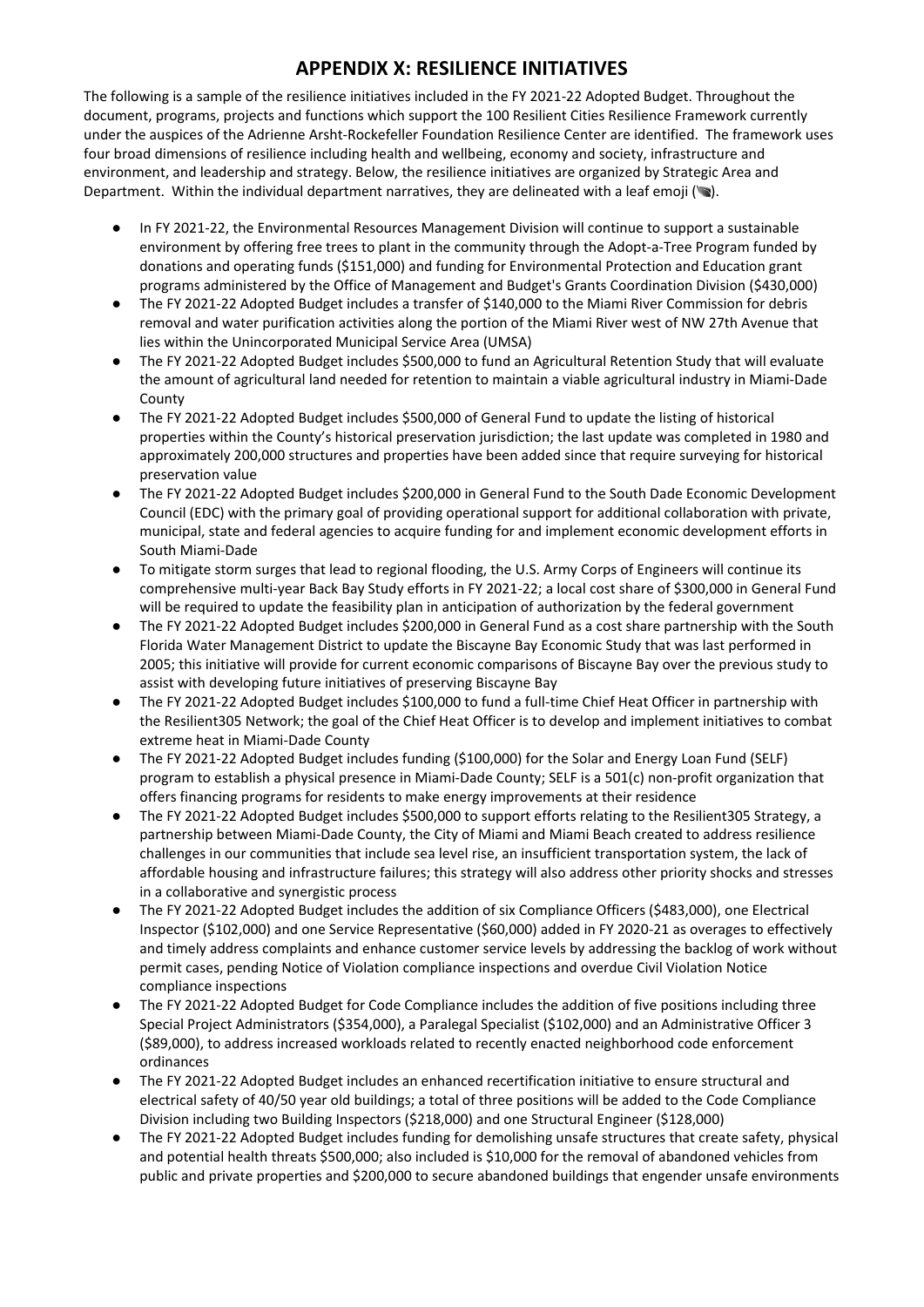# APPENDIX X: RESILIENCE INITIATIVES

The following is a sample of the resilience initiatives included in the FY 2021-22 Adopted Budget. Throughout the document, programs, projects and functions which support the 100 Resilient Cities Resilience Framework currently under the auspices of the Adrienne Arsht-Rockefeller Foundation Resilience Center are identified. The framework uses four broad dimensions of resilience including health and wellbeing, economy and society, infrastructure and environment, and leadership and strategy. Below, the resilience initiatives are organized by Strategic Area and Department. Within the individual department narratives, they are delineated with a leaf emoji (🍃).

- In FY 2021-22, the Environmental Resources Management Division will continue to support a sustainable environment by offering free trees to plant in the community through the Adopt-a-Tree Program funded by donations and operating funds ($151,000) and funding for Environmental Protection and Education grant programs administered by the Office of Management and Budget's Grants Coordination Division ($430,000)
- The FY 2021-22 Adopted Budget includes a transfer of $140,000 to the Miami River Commission for debris removal and water purification activities along the portion of the Miami River west of NW 27th Avenue that lies within the Unincorporated Municipal Service Area (UMSA)
- The FY 2021-22 Adopted Budget includes $500,000 to fund an Agricultural Retention Study that will evaluate the amount of agricultural land needed for retention to maintain a viable agricultural industry in Miami-Dade County
- The FY 2021-22 Adopted Budget includes $500,000 of General Fund to update the listing of historical properties within the County's historical preservation jurisdiction; the last update was completed in 1980 and approximately 200,000 structures and properties have been added since that require surveying for historical preservation value
- The FY 2021-22 Adopted Budget includes $200,000 in General Fund to the South Dade Economic Development Council (EDC) with the primary goal of providing operational support for additional collaboration with private, municipal, state and federal agencies to acquire funding for and implement economic development efforts in South Miami-Dade
- To mitigate storm surges that lead to regional flooding, the U.S. Army Corps of Engineers will continue its comprehensive multi-year Back Bay Study efforts in FY 2021-22; a local cost share of $300,000 in General Fund will be required to update the feasibility plan in anticipation of authorization by the federal government
- The FY 2021-22 Adopted Budget includes $200,000 in General Fund as a cost share partnership with the South Florida Water Management District to update the Biscayne Bay Economic Study that was last performed in 2005; this initiative will provide for current economic comparisons of Biscayne Bay over the previous study to assist with developing future initiatives of preserving Biscayne Bay
- The FY 2021-22 Adopted Budget includes $100,000 to fund a full-time Chief Heat Officer in partnership with the Resilient305 Network; the goal of the Chief Heat Officer is to develop and implement initiatives to combat extreme heat in Miami-Dade County
- The FY 2021-22 Adopted Budget includes funding ($100,000) for the Solar and Energy Loan Fund (SELF) program to establish a physical presence in Miami-Dade County; SELF is a 501(c) non-profit organization that offers financing programs for residents to make energy improvements at their residence
- The FY 2021-22 Adopted Budget includes $500,000 to support efforts relating to the Resilient305 Strategy, a partnership between Miami-Dade County, the City of Miami and Miami Beach created to address resilience challenges in our communities that include sea level rise, an insufficient transportation system, the lack of affordable housing and infrastructure failures; this strategy will also address other priority shocks and stresses in a collaborative and synergistic process
- The FY 2021-22 Adopted Budget includes the addition of six Compliance Officers ($483,000), one Electrical Inspector ($102,000) and one Service Representative ($60,000) added in FY 2020-21 as overages to effectively and timely address complaints and enhance customer service levels by addressing the backlog of work without permit cases, pending Notice of Violation compliance inspections and overdue Civil Violation Notice compliance inspections
- The FY 2021-22 Adopted Budget for Code Compliance includes the addition of five positions including three Special Project Administrators ($354,000), a Paralegal Specialist ($102,000) and an Administrative Officer 3 ($89,000), to address increased workloads related to recently enacted neighborhood code enforcement ordinances
- The FY 2021-22 Adopted Budget includes an enhanced recertification initiative to ensure structural and electrical safety of 40/50 year old buildings; a total of three positions will be added to the Code Compliance Division including two Building Inspectors ($218,000) and one Structural Engineer ($128,000)
- The FY 2021-22 Adopted Budget includes funding for demolishing unsafe structures that create safety, physical and potential health threats $500,000; also included is $10,000 for the removal of abandoned vehicles from public and private properties and $200,000 to secure abandoned buildings that engender unsafe environments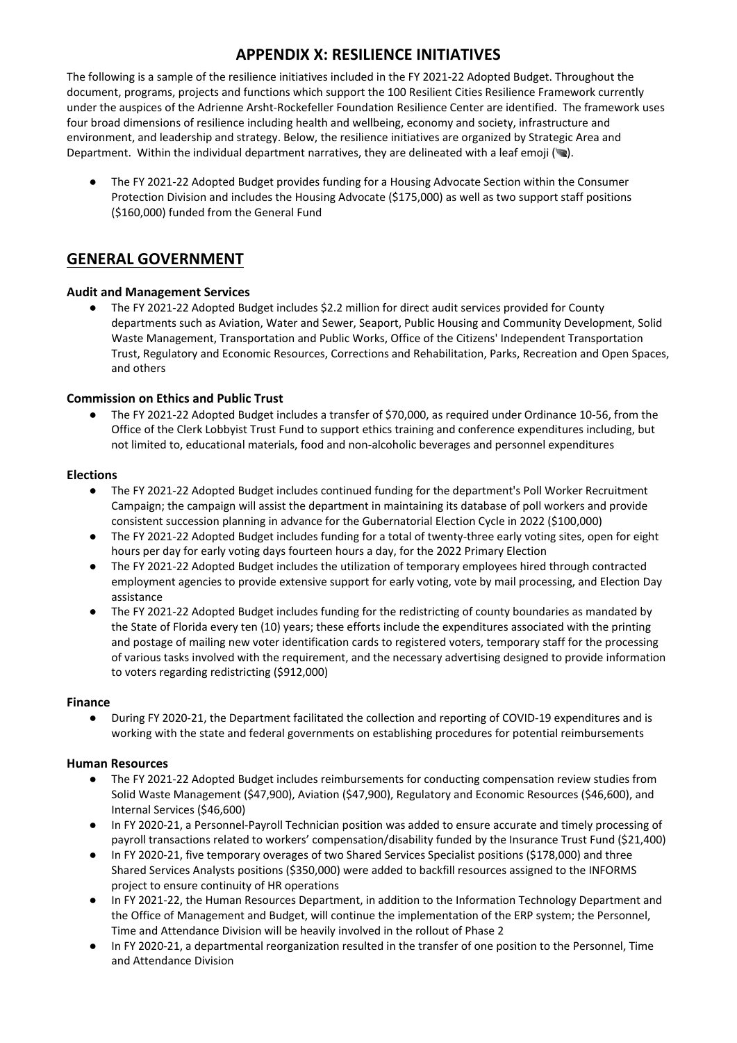# APPENDIX X: RESILIENCE INITIATIVES

The following is a sample of the resilience initiatives included in the FY 2021-22 Adopted Budget. Throughout the document, programs, projects and functions which support the 100 Resilient Cities Resilience Framework currently under the auspices of the Adrienne Arsht-Rockefeller Foundation Resilience Center are identified. The framework uses four broad dimensions of resilience including health and wellbeing, economy and society, infrastructure and environment, and leadership and strategy. Below, the resilience initiatives are organized by Strategic Area and Department. Within the individual department narratives, they are delineated with a leaf emoji (🍃).

- The FY 2021-22 Adopted Budget provides funding for a Housing Advocate Section within the Consumer Protection Division and includes the Housing Advocate ($175,000) as well as two support staff positions ($160,000) funded from the General Fund

## GENERAL GOVERNMENT

### Audit and Management Services

- The FY 2021-22 Adopted Budget includes $2.2 million for direct audit services provided for County departments such as Aviation, Water and Sewer, Seaport, Public Housing and Community Development, Solid Waste Management, Transportation and Public Works, Office of the Citizens' Independent Transportation Trust, Regulatory and Economic Resources, Corrections and Rehabilitation, Parks, Recreation and Open Spaces, and others

### Commission on Ethics and Public Trust

- The FY 2021-22 Adopted Budget includes a transfer of $70,000, as required under Ordinance 10-56, from the Office of the Clerk Lobbyist Trust Fund to support ethics training and conference expenditures including, but not limited to, educational materials, food and non-alcoholic beverages and personnel expenditures

### Elections

- The FY 2021-22 Adopted Budget includes continued funding for the department's Poll Worker Recruitment Campaign; the campaign will assist the department in maintaining its database of poll workers and provide consistent succession planning in advance for the Gubernatorial Election Cycle in 2022 ($100,000)
- The FY 2021-22 Adopted Budget includes funding for a total of twenty-three early voting sites, open for eight hours per day for early voting days fourteen hours a day, for the 2022 Primary Election
- The FY 2021-22 Adopted Budget includes the utilization of temporary employees hired through contracted employment agencies to provide extensive support for early voting, vote by mail processing, and Election Day assistance
- The FY 2021-22 Adopted Budget includes funding for the redistricting of county boundaries as mandated by the State of Florida every ten (10) years; these efforts include the expenditures associated with the printing and postage of mailing new voter identification cards to registered voters, temporary staff for the processing of various tasks involved with the requirement, and the necessary advertising designed to provide information to voters regarding redistricting ($912,000)

### Finance

- During FY 2020-21, the Department facilitated the collection and reporting of COVID-19 expenditures and is working with the state and federal governments on establishing procedures for potential reimbursements

### Human Resources

- The FY 2021-22 Adopted Budget includes reimbursements for conducting compensation review studies from Solid Waste Management ($47,900), Aviation ($47,900), Regulatory and Economic Resources ($46,600), and Internal Services ($46,600)
- In FY 2020-21, a Personnel-Payroll Technician position was added to ensure accurate and timely processing of payroll transactions related to workers' compensation/disability funded by the Insurance Trust Fund ($21,400)
- In FY 2020-21, five temporary overages of two Shared Services Specialist positions ($178,000) and three Shared Services Analysts positions ($350,000) were added to backfill resources assigned to the INFORMS project to ensure continuity of HR operations
- In FY 2021-22, the Human Resources Department, in addition to the Information Technology Department and the Office of Management and Budget, will continue the implementation of the ERP system; the Personnel, Time and Attendance Division will be heavily involved in the rollout of Phase 2
- In FY 2020-21, a departmental reorganization resulted in the transfer of one position to the Personnel, Time and Attendance Division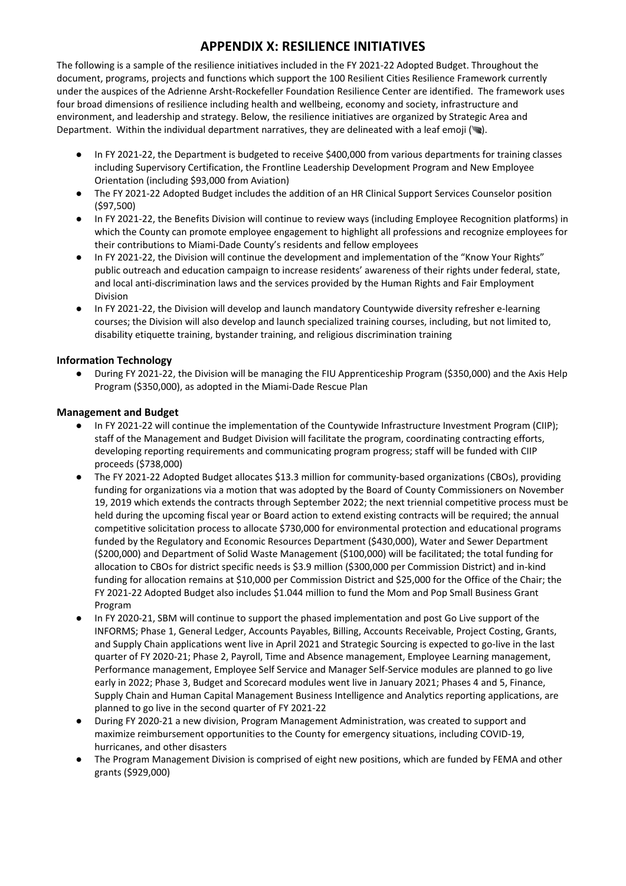# APPENDIX X: RESILIENCE INITIATIVES

The following is a sample of the resilience initiatives included in the FY 2021-22 Adopted Budget. Throughout the document, programs, projects and functions which support the 100 Resilient Cities Resilience Framework currently under the auspices of the Adrienne Arsht-Rockefeller Foundation Resilience Center are identified. The framework uses four broad dimensions of resilience including health and wellbeing, economy and society, infrastructure and environment, and leadership and strategy. Below, the resilience initiatives are organized by Strategic Area and Department. Within the individual department narratives, they are delineated with a leaf emoji (🍃).

- In FY 2021-22, the Department is budgeted to receive $400,000 from various departments for training classes including Supervisory Certification, the Frontline Leadership Development Program and New Employee Orientation (including $93,000 from Aviation)
- The FY 2021-22 Adopted Budget includes the addition of an HR Clinical Support Services Counselor position ($97,500)
- In FY 2021-22, the Benefits Division will continue to review ways (including Employee Recognition platforms) in which the County can promote employee engagement to highlight all professions and recognize employees for their contributions to Miami-Dade County's residents and fellow employees
- In FY 2021-22, the Division will continue the development and implementation of the "Know Your Rights" public outreach and education campaign to increase residents' awareness of their rights under federal, state, and local anti-discrimination laws and the services provided by the Human Rights and Fair Employment Division
- In FY 2021-22, the Division will develop and launch mandatory Countywide diversity refresher e-learning courses; the Division will also develop and launch specialized training courses, including, but not limited to, disability etiquette training, bystander training, and religious discrimination training

### Information Technology

- During FY 2021-22, the Division will be managing the FIU Apprenticeship Program ($350,000) and the Axis Help Program ($350,000), as adopted in the Miami-Dade Rescue Plan

### Management and Budget

- In FY 2021-22 will continue the implementation of the Countywide Infrastructure Investment Program (CIIP); staff of the Management and Budget Division will facilitate the program, coordinating contracting efforts, developing reporting requirements and communicating program progress; staff will be funded with CIIP proceeds ($738,000)
- The FY 2021-22 Adopted Budget allocates $13.3 million for community-based organizations (CBOs), providing funding for organizations via a motion that was adopted by the Board of County Commissioners on November 19, 2019 which extends the contracts through September 2022; the next triennial competitive process must be held during the upcoming fiscal year or Board action to extend existing contracts will be required; the annual competitive solicitation process to allocate $730,000 for environmental protection and educational programs funded by the Regulatory and Economic Resources Department ($430,000), Water and Sewer Department ($200,000) and Department of Solid Waste Management ($100,000) will be facilitated; the total funding for allocation to CBOs for district specific needs is $3.9 million ($300,000 per Commission District) and in-kind funding for allocation remains at $10,000 per Commission District and $25,000 for the Office of the Chair; the FY 2021-22 Adopted Budget also includes $1.044 million to fund the Mom and Pop Small Business Grant Program
- In FY 2020-21, SBM will continue to support the phased implementation and post Go Live support of the INFORMS; Phase 1, General Ledger, Accounts Payables, Billing, Accounts Receivable, Project Costing, Grants, and Supply Chain applications went live in April 2021 and Strategic Sourcing is expected to go-live in the last quarter of FY 2020-21; Phase 2, Payroll, Time and Absence management, Employee Learning management, Performance management, Employee Self Service and Manager Self-Service modules are planned to go live early in 2022; Phase 3, Budget and Scorecard modules went live in January 2021; Phases 4 and 5, Finance, Supply Chain and Human Capital Management Business Intelligence and Analytics reporting applications, are planned to go live in the second quarter of FY 2021-22
- During FY 2020-21 a new division, Program Management Administration, was created to support and maximize reimbursement opportunities to the County for emergency situations, including COVID-19, hurricanes, and other disasters
- The Program Management Division is comprised of eight new positions, which are funded by FEMA and other grants ($929,000)